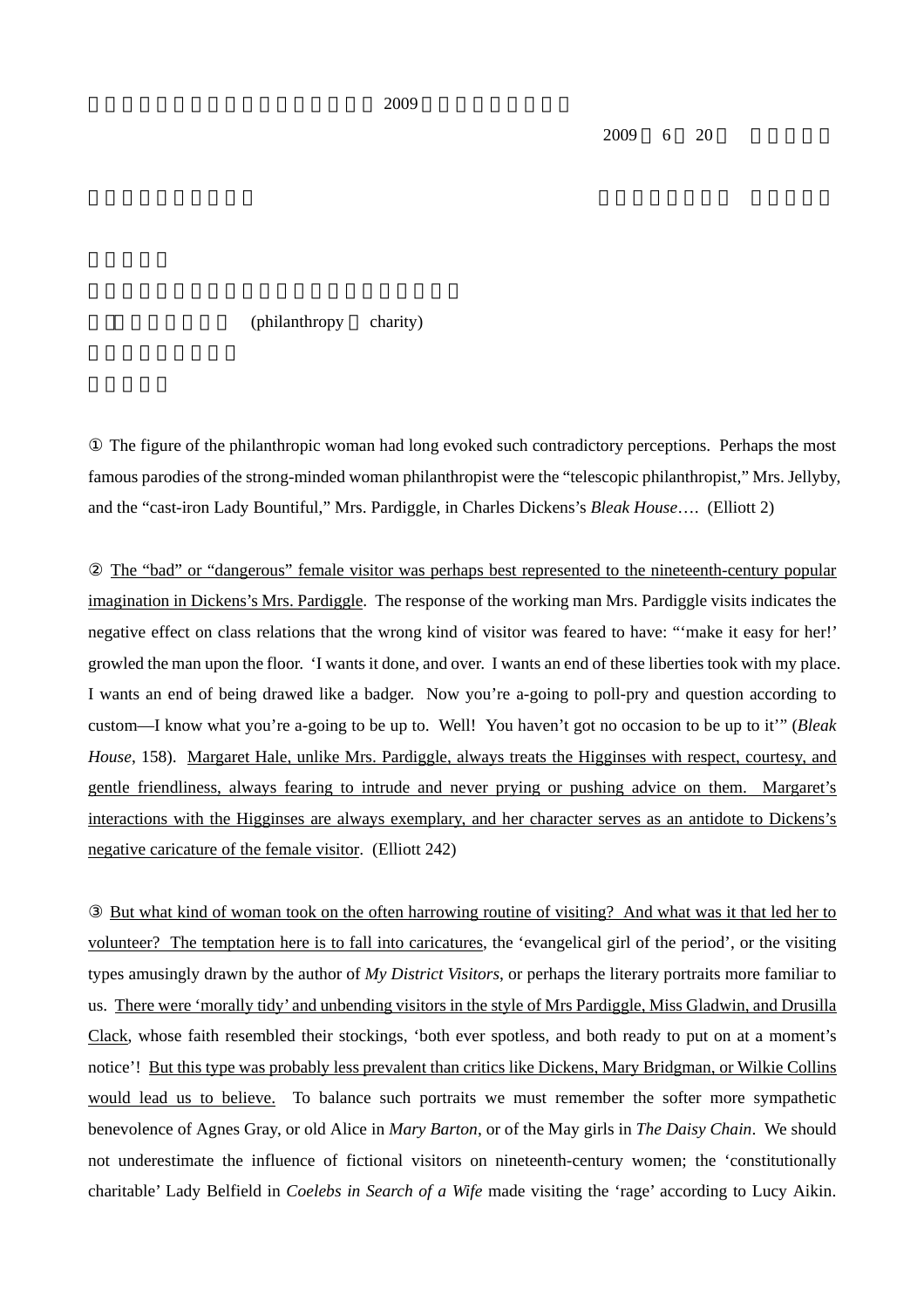2009

2009 6 20

(philanthropy charity)

① The figure of the philanthropic woman had long evoked such contradictory perceptions. Perhaps the most famous parodies of the strong-minded woman philanthropist were the "telescopic philanthropist," Mrs. Jellyby, and the "cast-iron Lady Bountiful," Mrs. Pardiggle, in Charles Dickens's *Bleak House*…. (Elliott 2)

② The "bad" or "dangerous" female visitor was perhaps best represented to the nineteenth-century popular imagination in Dickens's Mrs. Pardiggle. The response of the working man Mrs. Pardiggle visits indicates the negative effect on class relations that the wrong kind of visitor was feared to have: "'make it easy for her!' growled the man upon the floor. 'I wants it done, and over. I wants an end of these liberties took with my place. I wants an end of being drawed like a badger. Now you're a-going to poll-pry and question according to custom—I know what you're a-going to be up to. Well! You haven't got no occasion to be up to it'" (*Bleak House*, 158). Margaret Hale, unlike Mrs. Pardiggle, always treats the Higginses with respect, courtesy, and gentle friendliness, always fearing to intrude and never prying or pushing advice on them. Margaret's interactions with the Higginses are always exemplary, and her character serves as an antidote to Dickens's negative caricature of the female visitor. (Elliott 242)

③ But what kind of woman took on the often harrowing routine of visiting? And what was it that led her to volunteer? The temptation here is to fall into caricatures, the 'evangelical girl of the period', or the visiting types amusingly drawn by the author of *My District Visitors*, or perhaps the literary portraits more familiar to us. There were 'morally tidy' and unbending visitors in the style of Mrs Pardiggle, Miss Gladwin, and Drusilla Clack, whose faith resembled their stockings, 'both ever spotless, and both ready to put on at a moment's notice'! But this type was probably less prevalent than critics like Dickens, Mary Bridgman, or Wilkie Collins would lead us to believe. To balance such portraits we must remember the softer more sympathetic benevolence of Agnes Gray, or old Alice in *Mary Barton*, or of the May girls in *The Daisy Chain*. We should not underestimate the influence of fictional visitors on nineteenth-century women; the 'constitutionally charitable' Lady Belfield in *Coelebs in Search of a Wife* made visiting the 'rage' according to Lucy Aikin.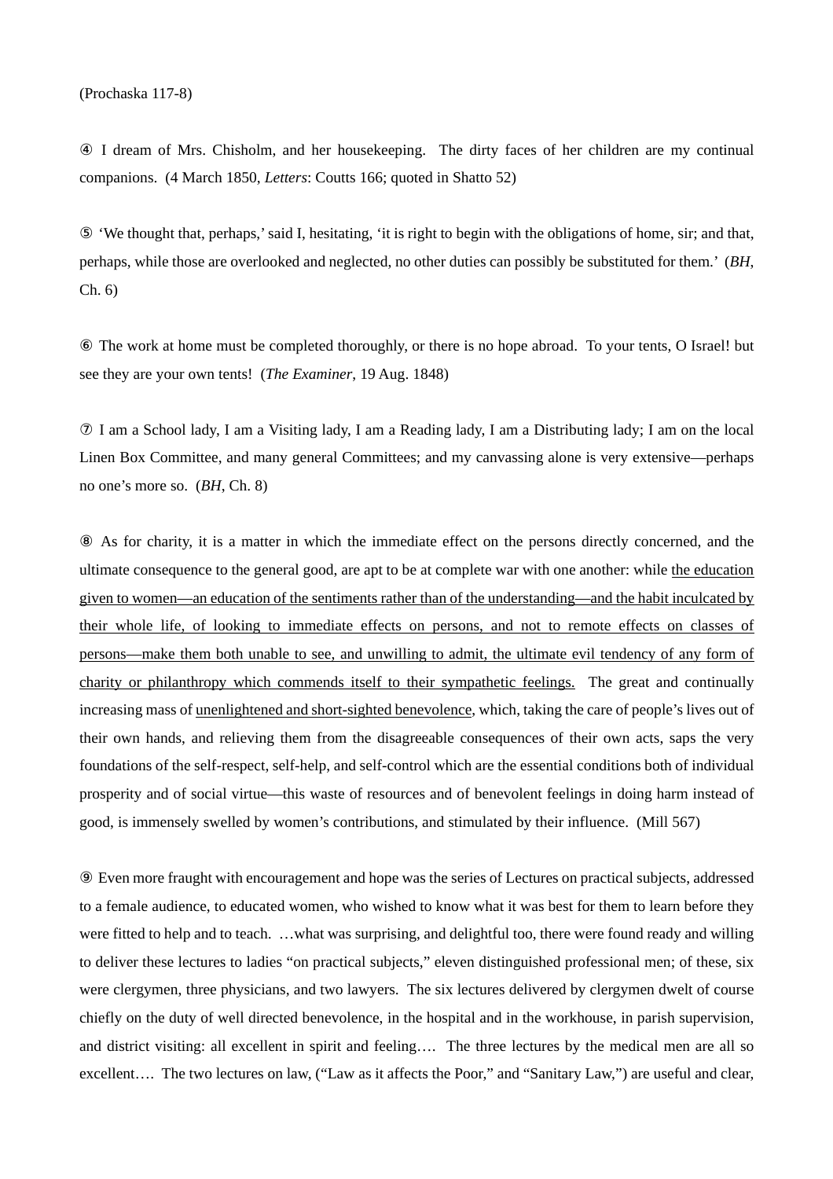(Prochaska 117-8)

④ I dream of Mrs. Chisholm, and her housekeeping. The dirty faces of her children are my continual companions. (4 March 1850, *Letters*: Coutts 166; quoted in Shatto 52)

⑤ 'We thought that, perhaps,' said I, hesitating, 'it is right to begin with the obligations of home, sir; and that, perhaps, while those are overlooked and neglected, no other duties can possibly be substituted for them.' (*BH*, Ch. 6)

⑥ The work at home must be completed thoroughly, or there is no hope abroad. To your tents, O Israel! but see they are your own tents! (*The Examiner*, 19 Aug. 1848)

⑦ I am a School lady, I am a Visiting lady, I am a Reading lady, I am a Distributing lady; I am on the local Linen Box Committee, and many general Committees; and my canvassing alone is very extensive—perhaps no one's more so. (*BH*, Ch. 8)

⑧ As for charity, it is a matter in which the immediate effect on the persons directly concerned, and the ultimate consequence to the general good, are apt to be at complete war with one another: while <u>the education given to women—an education of the sentiments rather than of the understanding—and the habit inculcated by their whole life, of looking to immediate effects on persons, and not to remote effects on classes of persons—make them both unable to see, and unwilling to admit, the ultimate evil tendency of any form of charity or philanthropy which commends itself to their sympathetic feelings.</u> The great and continually increasing mass of <u>unenlightened and short-sighted benevolence</u>, which, taking the care of people's lives out of their own hands, and relieving them from the disagreeable consequences of their own acts, saps the very foundations of the self-respect, self-help, and self-control which are the essential conditions both of individual prosperity and of social virtue—this waste of resources and of benevolent feelings in doing harm instead of good, is immensely swelled by women's contributions, and stimulated by their influence. (Mill 567)

⑨ Even more fraught with encouragement and hope was the series of Lectures on practical subjects, addressed to a female audience, to educated women, who wished to know what it was best for them to learn before they were fitted to help and to teach. …what was surprising, and delightful too, there were found ready and willing to deliver these lectures to ladies "on practical subjects," eleven distinguished professional men; of these, six were clergymen, three physicians, and two lawyers. The six lectures delivered by clergymen dwelt of course chiefly on the duty of well directed benevolence, in the hospital and in the workhouse, in parish supervision, and district visiting: all excellent in spirit and feeling…. The three lectures by the medical men are all so excellent…. The two lectures on law, ("Law as it affects the Poor," and "Sanitary Law,") are useful and clear,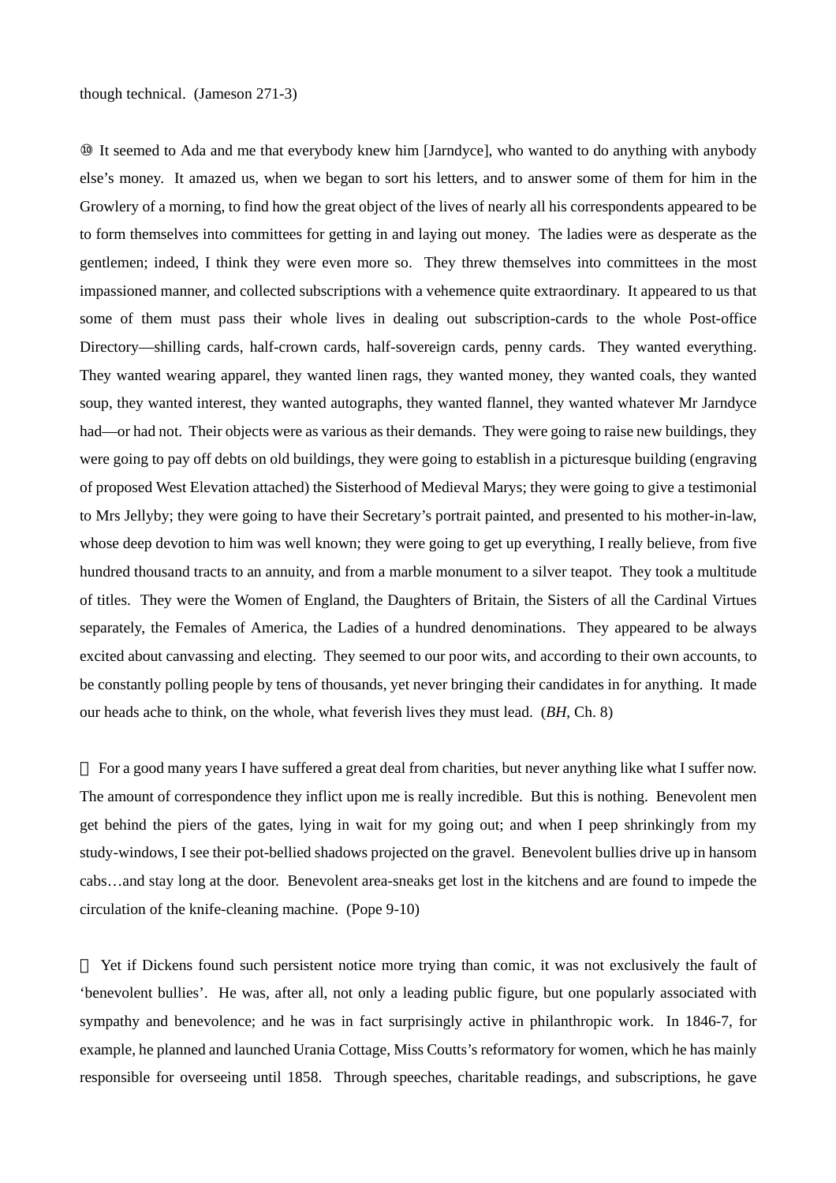though technical. (Jameson 271-3)

⑩ It seemed to Ada and me that everybody knew him [Jarndyce], who wanted to do anything with anybody else's money. It amazed us, when we began to sort his letters, and to answer some of them for him in the Growlery of a morning, to find how the great object of the lives of nearly all his correspondents appeared to be to form themselves into committees for getting in and laying out money. The ladies were as desperate as the gentlemen; indeed, I think they were even more so. They threw themselves into committees in the most impassioned manner, and collected subscriptions with a vehemence quite extraordinary. It appeared to us that some of them must pass their whole lives in dealing out subscription-cards to the whole Post-office Directory—shilling cards, half-crown cards, half-sovereign cards, penny cards. They wanted everything. They wanted wearing apparel, they wanted linen rags, they wanted money, they wanted coals, they wanted soup, they wanted interest, they wanted autographs, they wanted flannel, they wanted whatever Mr Jarndyce had—or had not. Their objects were as various as their demands. They were going to raise new buildings, they were going to pay off debts on old buildings, they were going to establish in a picturesque building (engraving of proposed West Elevation attached) the Sisterhood of Medieval Marys; they were going to give a testimonial to Mrs Jellyby; they were going to have their Secretary's portrait painted, and presented to his mother-in-law, whose deep devotion to him was well known; they were going to get up everything, I really believe, from five hundred thousand tracts to an annuity, and from a marble monument to a silver teapot. They took a multitude of titles. They were the Women of England, the Daughters of Britain, the Sisters of all the Cardinal Virtues separately, the Females of America, the Ladies of a hundred denominations. They appeared to be always excited about canvassing and electing. They seemed to our poor wits, and according to their own accounts, to be constantly polling people by tens of thousands, yet never bringing their candidates in for anything. It made our heads ache to think, on the whole, what feverish lives they must lead. (*BH*, Ch. 8)

⑪ For a good many years I have suffered a great deal from charities, but never anything like what I suffer now. The amount of correspondence they inflict upon me is really incredible. But this is nothing. Benevolent men get behind the piers of the gates, lying in wait for my going out; and when I peep shrinkingly from my study-windows, I see their pot-bellied shadows projected on the gravel. Benevolent bullies drive up in hansom cabs…and stay long at the door. Benevolent area-sneaks get lost in the kitchens and are found to impede the circulation of the knife-cleaning machine. (Pope 9-10)

⑫ Yet if Dickens found such persistent notice more trying than comic, it was not exclusively the fault of 'benevolent bullies'. He was, after all, not only a leading public figure, but one popularly associated with sympathy and benevolence; and he was in fact surprisingly active in philanthropic work. In 1846-7, for example, he planned and launched Urania Cottage, Miss Coutts's reformatory for women, which he has mainly responsible for overseeing until 1858. Through speeches, charitable readings, and subscriptions, he gave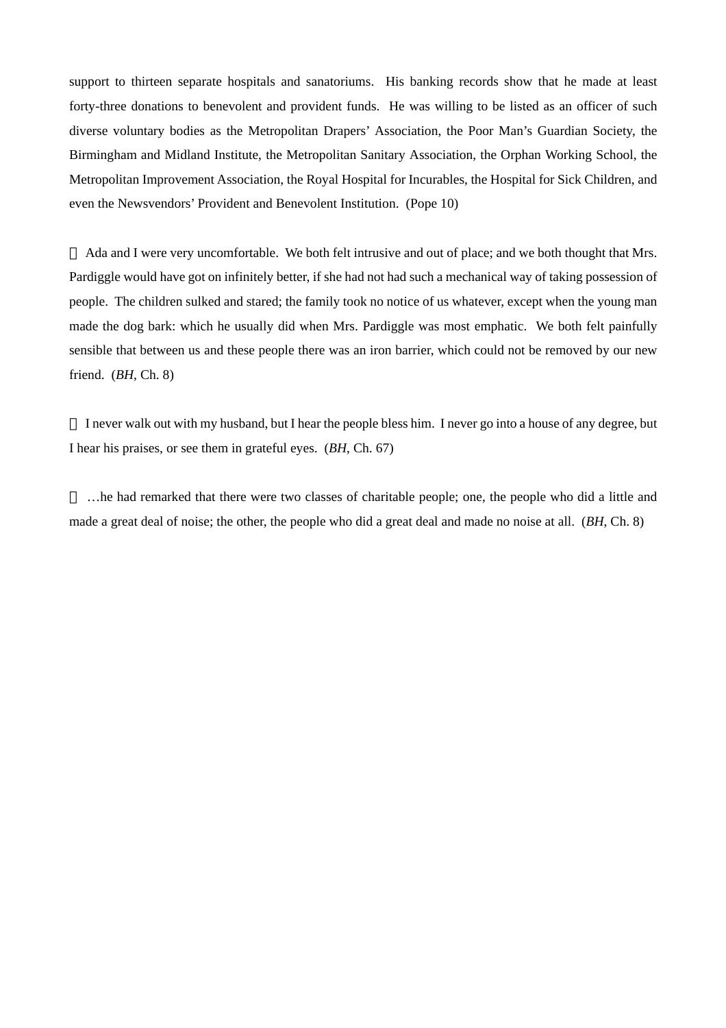support to thirteen separate hospitals and sanatoriums. His banking records show that he made at least forty-three donations to benevolent and provident funds. He was willing to be listed as an officer of such diverse voluntary bodies as the Metropolitan Drapers' Association, the Poor Man's Guardian Society, the Birmingham and Midland Institute, the Metropolitan Sanitary Association, the Orphan Working School, the Metropolitan Improvement Association, the Royal Hospital for Incurables, the Hospital for Sick Children, and even the Newsvendors' Provident and Benevolent Institution. (Pope 10)

 Ada and I were very uncomfortable. We both felt intrusive and out of place; and we both thought that Mrs. Pardiggle would have got on infinitely better, if she had not had such a mechanical way of taking possession of people. The children sulked and stared; the family took no notice of us whatever, except when the young man made the dog bark: which he usually did when Mrs. Pardiggle was most emphatic. We both felt painfully sensible that between us and these people there was an iron barrier, which could not be removed by our new friend. (*BH*, Ch. 8)

 I never walk out with my husband, but I hear the people bless him. I never go into a house of any degree, but I hear his praises, or see them in grateful eyes. (*BH*, Ch. 67)

 …he had remarked that there were two classes of charitable people; one, the people who did a little and made a great deal of noise; the other, the people who did a great deal and made no noise at all. (*BH*, Ch. 8)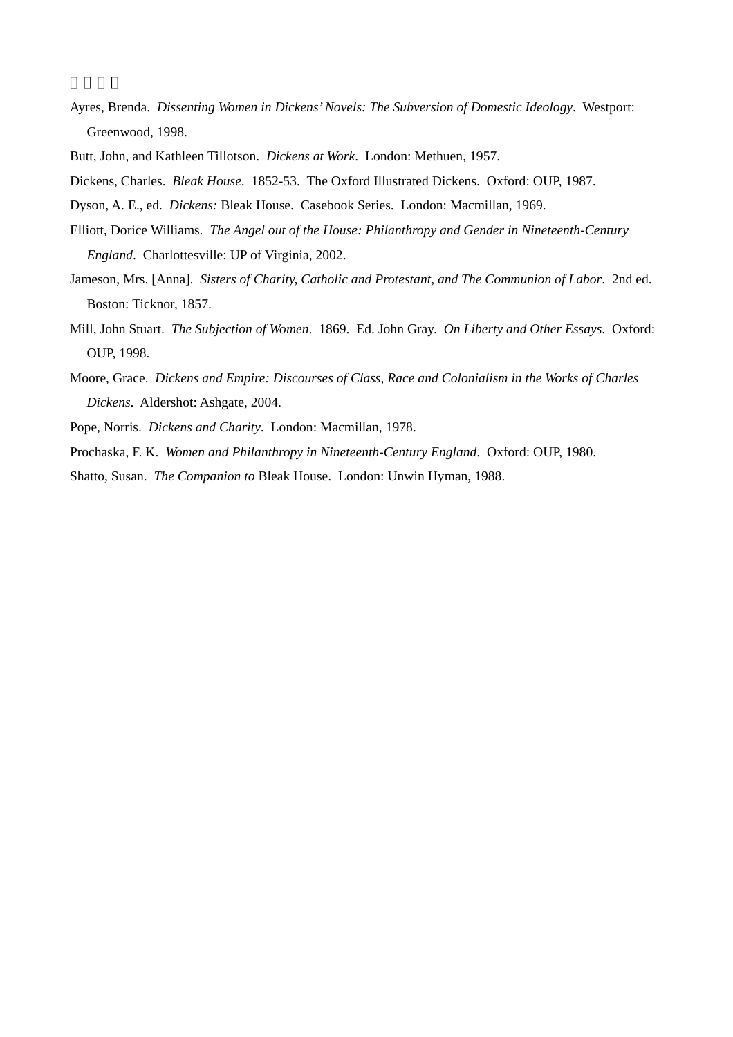# 参考文献

Ayres, Brenda. *Dissenting Women in Dickens' Novels: The Subversion of Domestic Ideology*. Westport: Greenwood, 1998.

Butt, John, and Kathleen Tillotson. *Dickens at Work*. London: Methuen, 1957.

Dickens, Charles. *Bleak House*. 1852-53. The Oxford Illustrated Dickens. Oxford: OUP, 1987.

Dyson, A. E., ed. *Dickens:* Bleak House. Casebook Series. London: Macmillan, 1969.

Elliott, Dorice Williams. *The Angel out of the House: Philanthropy and Gender in Nineteenth-Century England*. Charlottesville: UP of Virginia, 2002.

Jameson, Mrs. [Anna]. *Sisters of Charity, Catholic and Protestant, and The Communion of Labor*. 2nd ed. Boston: Ticknor, 1857.

Mill, John Stuart. *The Subjection of Women*. 1869. Ed. John Gray. *On Liberty and Other Essays*. Oxford: OUP, 1998.

Moore, Grace. *Dickens and Empire: Discourses of Class, Race and Colonialism in the Works of Charles Dickens*. Aldershot: Ashgate, 2004.

Pope, Norris. *Dickens and Charity*. London: Macmillan, 1978.

Prochaska, F. K. *Women and Philanthropy in Nineteenth-Century England*. Oxford: OUP, 1980.

Shatto, Susan. *The Companion to* Bleak House. London: Unwin Hyman, 1988.